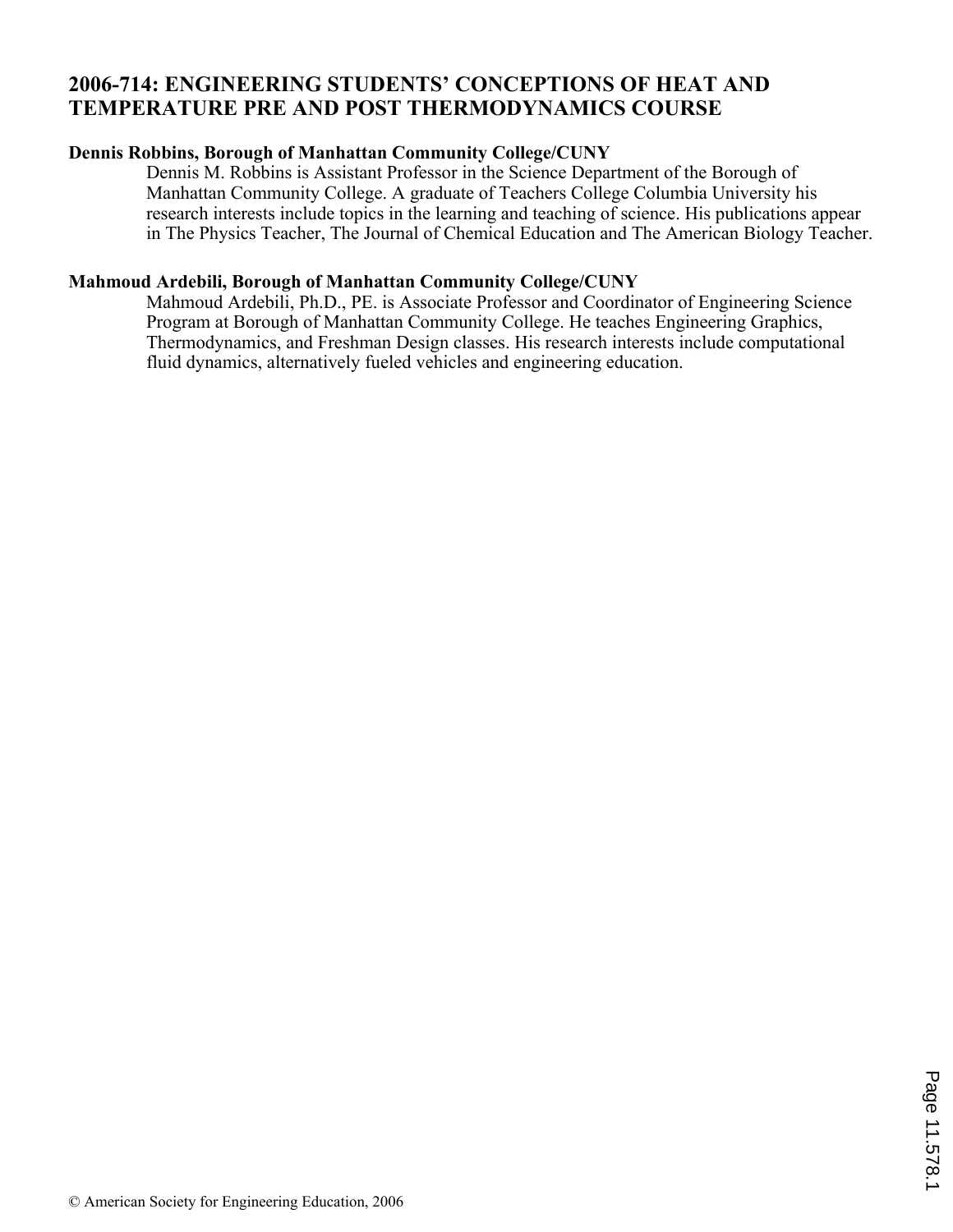# 2006-714: ENGINEERING STUDENTS' CONCEPTIONS OF HEAT AND TEMPERATURE PRE AND POST THERMODYNAMICS COURSE

**Dennis Robbins, Borough of Manhattan Community College/CUNY**

Dennis M. Robbins is Assistant Professor in the Science Department of the Borough of Manhattan Community College. A graduate of Teachers College Columbia University his research interests include topics in the learning and teaching of science. His publications appear in The Physics Teacher, The Journal of Chemical Education and The American Biology Teacher.

**Mahmoud Ardebili, Borough of Manhattan Community College/CUNY**

Mahmoud Ardebili, Ph.D., PE. is Associate Professor and Coordinator of Engineering Science Program at Borough of Manhattan Community College. He teaches Engineering Graphics, Thermodynamics, and Freshman Design classes. His research interests include computational fluid dynamics, alternatively fueled vehicles and engineering education.

© American Society for Engineering Education, 2006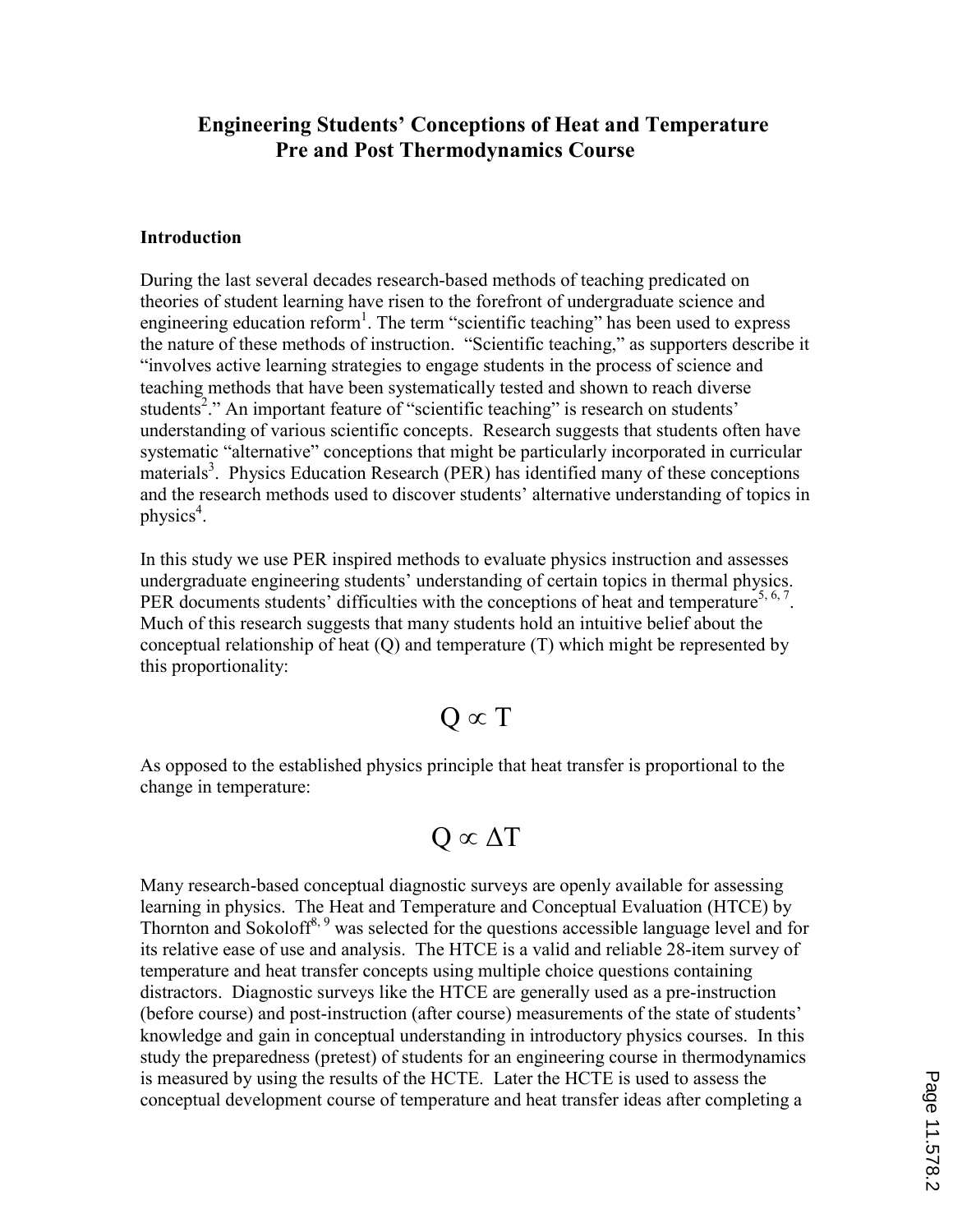## Engineering Students' Conceptions of Heat and Temperature Pre and Post Thermodynamics Course

### Introduction

During the last several decades research-based methods of teaching predicated on theories of student learning have risen to the forefront of undergraduate science and engineering education reform[1]. The term "scientific teaching" has been used to express the nature of these methods of instruction. "Scientific teaching," as supporters describe it "involves active learning strategies to engage students in the process of science and teaching methods that have been systematically tested and shown to reach diverse students[2]." An important feature of "scientific teaching" is research on students' understanding of various scientific concepts. Research suggests that students often have systematic "alternative" conceptions that might be particularly incorporated in curricular materials[3]. Physics Education Research (PER) has identified many of these conceptions and the research methods used to discover students' alternative understanding of topics in physics[4].

In this study we use PER inspired methods to evaluate physics instruction and assesses undergraduate engineering students' understanding of certain topics in thermal physics. PER documents students' difficulties with the conceptions of heat and temperature[5, 6, 7]. Much of this research suggests that many students hold an intuitive belief about the conceptual relationship of heat (Q) and temperature (T) which might be represented by this proportionality:

$$Q \propto T$$

As opposed to the established physics principle that heat transfer is proportional to the change in temperature:

$$Q \propto \Delta T$$

Many research-based conceptual diagnostic surveys are openly available for assessing learning in physics. The Heat and Temperature and Conceptual Evaluation (HTCE) by Thornton and Sokoloff[8, 9] was selected for the questions accessible language level and for its relative ease of use and analysis. The HTCE is a valid and reliable 28-item survey of temperature and heat transfer concepts using multiple choice questions containing distractors. Diagnostic surveys like the HTCE are generally used as a pre-instruction (before course) and post-instruction (after course) measurements of the state of students' knowledge and gain in conceptual understanding in introductory physics courses. In this study the preparedness (pretest) of students for an engineering course in thermodynamics is measured by using the results of the HCTE. Later the HCTE is used to assess the conceptual development course of temperature and heat transfer ideas after completing a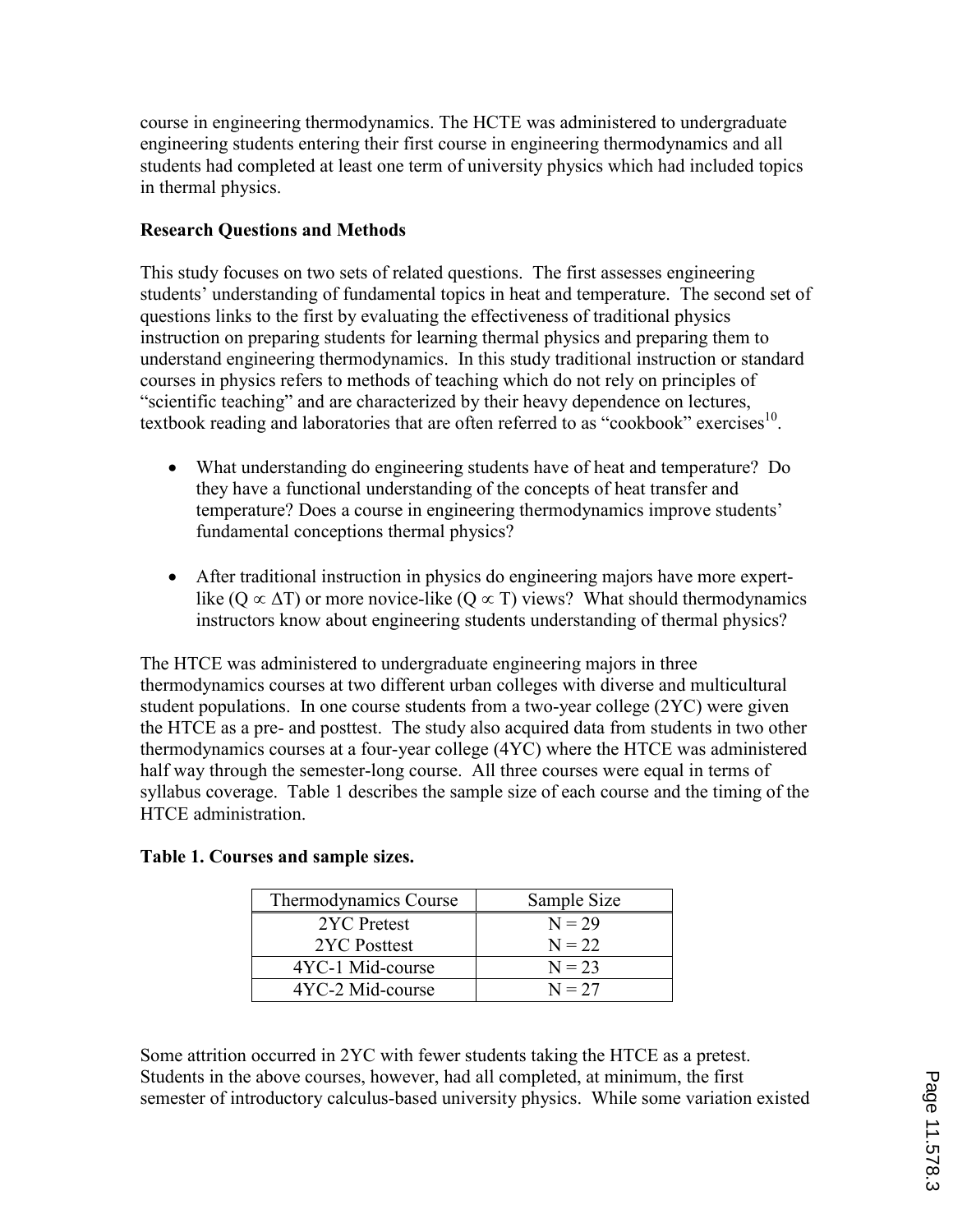course in engineering thermodynamics. The HCTE was administered to undergraduate engineering students entering their first course in engineering thermodynamics and all students had completed at least one term of university physics which had included topics in thermal physics.

**Research Questions and Methods**

This study focuses on two sets of related questions. The first assesses engineering students' understanding of fundamental topics in heat and temperature. The second set of questions links to the first by evaluating the effectiveness of traditional physics instruction on preparing students for learning thermal physics and preparing them to understand engineering thermodynamics. In this study traditional instruction or standard courses in physics refers to methods of teaching which do not rely on principles of "scientific teaching" and are characterized by their heavy dependence on lectures, textbook reading and laboratories that are often referred to as "cookbook" exercises[10].

- What understanding do engineering students have of heat and temperature? Do they have a functional understanding of the concepts of heat transfer and temperature? Does a course in engineering thermodynamics improve students' fundamental conceptions thermal physics?
- After traditional instruction in physics do engineering majors have more expert-like ($Q \propto \Delta T$) or more novice-like ($Q \propto T$) views? What should thermodynamics instructors know about engineering students understanding of thermal physics?

The HTCE was administered to undergraduate engineering majors in three thermodynamics courses at two different urban colleges with diverse and multicultural student populations. In one course students from a two-year college (2YC) were given the HTCE as a pre- and posttest. The study also acquired data from students in two other thermodynamics courses at a four-year college (4YC) where the HTCE was administered half way through the semester-long course. All three courses were equal in terms of syllabus coverage. Table 1 describes the sample size of each course and the timing of the HTCE administration.

**Table 1. Courses and sample sizes.**

| Thermodynamics Course | Sample Size |
|---|---|
| 2YC Pretest | N = 29 |
| 2YC Posttest | N = 22 |
| 4YC-1 Mid-course | N = 23 |
| 4YC-2 Mid-course | N = 27 |

Some attrition occurred in 2YC with fewer students taking the HTCE as a pretest. Students in the above courses, however, had all completed, at minimum, the first semester of introductory calculus-based university physics. While some variation existed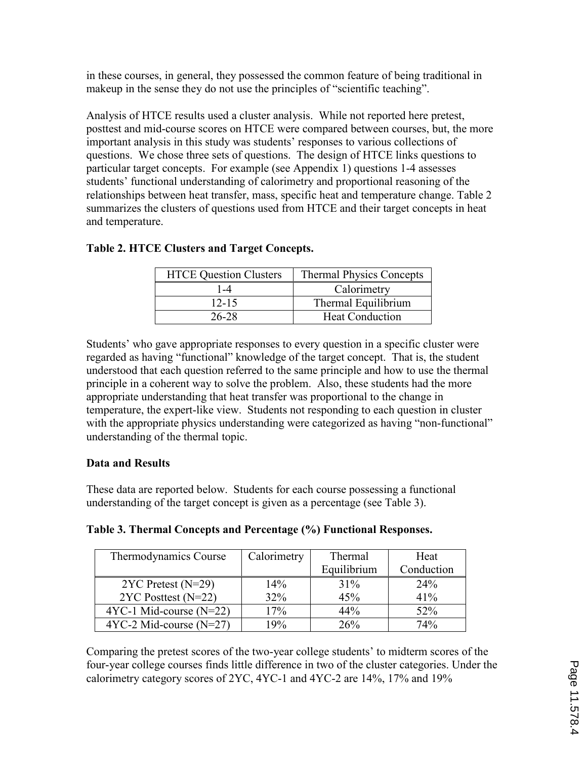in these courses, in general, they possessed the common feature of being traditional in makeup in the sense they do not use the principles of "scientific teaching".

Analysis of HTCE results used a cluster analysis. While not reported here pretest, posttest and mid-course scores on HTCE were compared between courses, but, the more important analysis in this study was students' responses to various collections of questions. We chose three sets of questions. The design of HTCE links questions to particular target concepts. For example (see Appendix 1) questions 1-4 assesses students' functional understanding of calorimetry and proportional reasoning of the relationships between heat transfer, mass, specific heat and temperature change. Table 2 summarizes the clusters of questions used from HTCE and their target concepts in heat and temperature.

**Table 2. HTCE Clusters and Target Concepts.**

| HTCE Question Clusters | Thermal Physics Concepts |
|---|---|
| 1-4 | Calorimetry |
| 12-15 | Thermal Equilibrium |
| 26-28 | Heat Conduction |

Students' who gave appropriate responses to every question in a specific cluster were regarded as having "functional" knowledge of the target concept. That is, the student understood that each question referred to the same principle and how to use the thermal principle in a coherent way to solve the problem. Also, these students had the more appropriate understanding that heat transfer was proportional to the change in temperature, the expert-like view. Students not responding to each question in cluster with the appropriate physics understanding were categorized as having "non-functional" understanding of the thermal topic.

**Data and Results**

These data are reported below. Students for each course possessing a functional understanding of the target concept is given as a percentage (see Table 3).

**Table 3. Thermal Concepts and Percentage (%) Functional Responses.**

| Thermodynamics Course | Calorimetry | Thermal Equilibrium | Heat Conduction |
|---|---|---|---|
| 2YC Pretest (N=29) | 14% | 31% | 24% |
| 2YC Posttest (N=22) | 32% | 45% | 41% |
| 4YC-1 Mid-course (N=22) | 17% | 44% | 52% |
| 4YC-2 Mid-course (N=27) | 19% | 26% | 74% |

Comparing the pretest scores of the two-year college students' to midterm scores of the four-year college courses finds little difference in two of the cluster categories. Under the calorimetry category scores of 2YC, 4YC-1 and 4YC-2 are 14%, 17% and 19%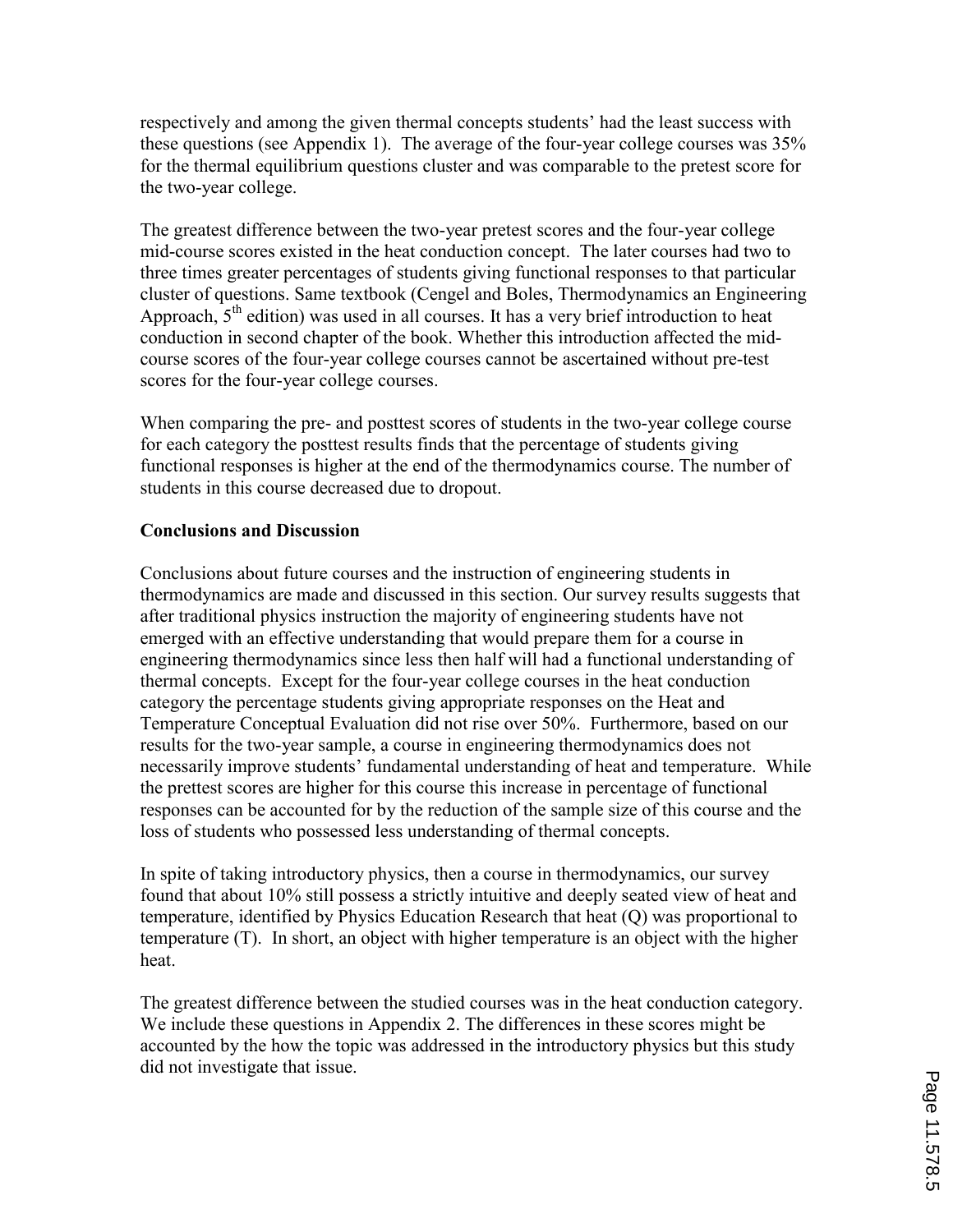respectively and among the given thermal concepts students' had the least success with these questions (see Appendix 1). The average of the four-year college courses was 35% for the thermal equilibrium questions cluster and was comparable to the pretest score for the two-year college.

The greatest difference between the two-year pretest scores and the four-year college mid-course scores existed in the heat conduction concept. The later courses had two to three times greater percentages of students giving functional responses to that particular cluster of questions. Same textbook (Cengel and Boles, Thermodynamics an Engineering Approach, 5th edition) was used in all courses. It has a very brief introduction to heat conduction in second chapter of the book. Whether this introduction affected the mid-course scores of the four-year college courses cannot be ascertained without pre-test scores for the four-year college courses.

When comparing the pre- and posttest scores of students in the two-year college course for each category the posttest results finds that the percentage of students giving functional responses is higher at the end of the thermodynamics course. The number of students in this course decreased due to dropout.

**Conclusions and Discussion**

Conclusions about future courses and the instruction of engineering students in thermodynamics are made and discussed in this section. Our survey results suggests that after traditional physics instruction the majority of engineering students have not emerged with an effective understanding that would prepare them for a course in engineering thermodynamics since less then half will had a functional understanding of thermal concepts. Except for the four-year college courses in the heat conduction category the percentage students giving appropriate responses on the Heat and Temperature Conceptual Evaluation did not rise over 50%. Furthermore, based on our results for the two-year sample, a course in engineering thermodynamics does not necessarily improve students' fundamental understanding of heat and temperature. While the prettest scores are higher for this course this increase in percentage of functional responses can be accounted for by the reduction of the sample size of this course and the loss of students who possessed less understanding of thermal concepts.

In spite of taking introductory physics, then a course in thermodynamics, our survey found that about 10% still possess a strictly intuitive and deeply seated view of heat and temperature, identified by Physics Education Research that heat (Q) was proportional to temperature (T). In short, an object with higher temperature is an object with the higher heat.

The greatest difference between the studied courses was in the heat conduction category. We include these questions in Appendix 2. The differences in these scores might be accounted by the how the topic was addressed in the introductory physics but this study did not investigate that issue.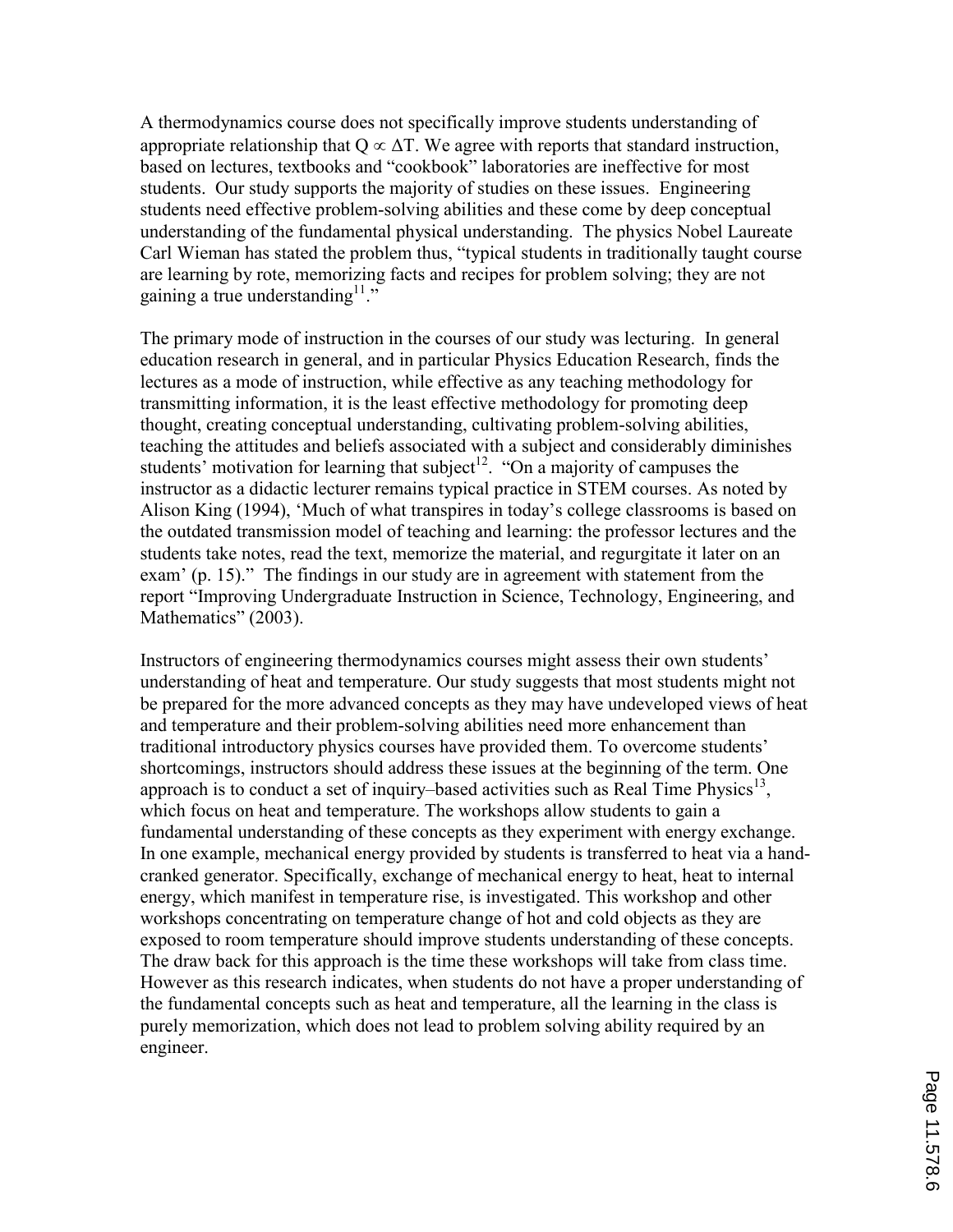A thermodynamics course does not specifically improve students understanding of appropriate relationship that $Q \propto \Delta T$. We agree with reports that standard instruction, based on lectures, textbooks and "cookbook" laboratories are ineffective for most students. Our study supports the majority of studies on these issues. Engineering students need effective problem-solving abilities and these come by deep conceptual understanding of the fundamental physical understanding. The physics Nobel Laureate Carl Wieman has stated the problem thus, "typical students in traditionally taught course are learning by rote, memorizing facts and recipes for problem solving; they are not gaining a true understanding[11]."

The primary mode of instruction in the courses of our study was lecturing. In general education research in general, and in particular Physics Education Research, finds the lectures as a mode of instruction, while effective as any teaching methodology for transmitting information, it is the least effective methodology for promoting deep thought, creating conceptual understanding, cultivating problem-solving abilities, teaching the attitudes and beliefs associated with a subject and considerably diminishes students' motivation for learning that subject[12]. "On a majority of campuses the instructor as a didactic lecturer remains typical practice in STEM courses. As noted by Alison King (1994), 'Much of what transpires in today's college classrooms is based on the outdated transmission model of teaching and learning: the professor lectures and the students take notes, read the text, memorize the material, and regurgitate it later on an exam' (p. 15)." The findings in our study are in agreement with statement from the report "Improving Undergraduate Instruction in Science, Technology, Engineering, and Mathematics" (2003).

Instructors of engineering thermodynamics courses might assess their own students' understanding of heat and temperature. Our study suggests that most students might not be prepared for the more advanced concepts as they may have undeveloped views of heat and temperature and their problem-solving abilities need more enhancement than traditional introductory physics courses have provided them. To overcome students' shortcomings, instructors should address these issues at the beginning of the term. One approach is to conduct a set of inquiry–based activities such as Real Time Physics[13], which focus on heat and temperature. The workshops allow students to gain a fundamental understanding of these concepts as they experiment with energy exchange. In one example, mechanical energy provided by students is transferred to heat via a hand-cranked generator. Specifically, exchange of mechanical energy to heat, heat to internal energy, which manifest in temperature rise, is investigated. This workshop and other workshops concentrating on temperature change of hot and cold objects as they are exposed to room temperature should improve students understanding of these concepts. The draw back for this approach is the time these workshops will take from class time. However as this research indicates, when students do not have a proper understanding of the fundamental concepts such as heat and temperature, all the learning in the class is purely memorization, which does not lead to problem solving ability required by an engineer.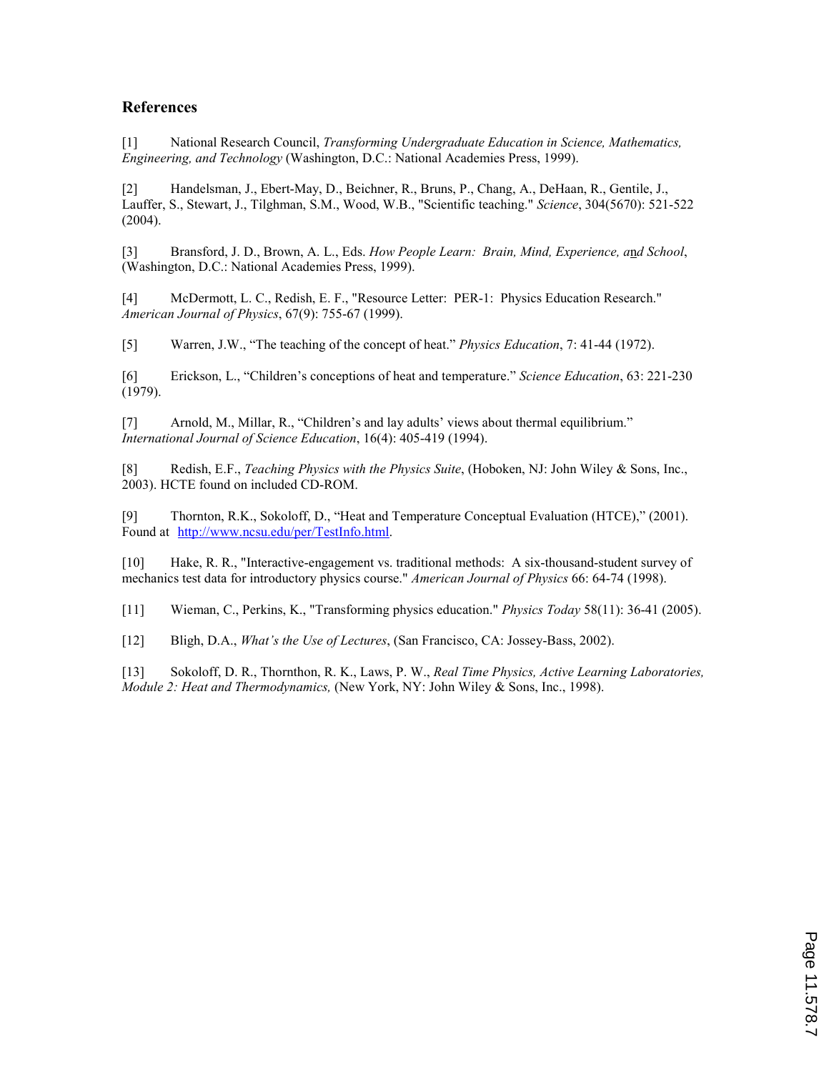## References

[1] National Research Council, *Transforming Undergraduate Education in Science, Mathematics, Engineering, and Technology* (Washington, D.C.: National Academies Press, 1999).

[2] Handelsman, J., Ebert-May, D., Beichner, R., Bruns, P., Chang, A., DeHaan, R., Gentile, J., Lauffer, S., Stewart, J., Tilghman, S.M., Wood, W.B., "Scientific teaching." *Science*, 304(5670): 521-522 (2004).

[3] Bransford, J. D., Brown, A. L., Eds. *How People Learn: Brain, Mind, Experience, and School*, (Washington, D.C.: National Academies Press, 1999).

[4] McDermott, L. C., Redish, E. F., "Resource Letter: PER-1: Physics Education Research." *American Journal of Physics*, 67(9): 755-67 (1999).

[5] Warren, J.W., "The teaching of the concept of heat." *Physics Education*, 7: 41-44 (1972).

[6] Erickson, L., "Children's conceptions of heat and temperature." *Science Education*, 63: 221-230 (1979).

[7] Arnold, M., Millar, R., "Children's and lay adults' views about thermal equilibrium." *International Journal of Science Education*, 16(4): 405-419 (1994).

[8] Redish, E.F., *Teaching Physics with the Physics Suite*, (Hoboken, NJ: John Wiley & Sons, Inc., 2003). HCTE found on included CD-ROM.

[9] Thornton, R.K., Sokoloff, D., "Heat and Temperature Conceptual Evaluation (HTCE)," (2001). Found at http://www.ncsu.edu/per/TestInfo.html.

[10] Hake, R. R., "Interactive-engagement vs. traditional methods: A six-thousand-student survey of mechanics test data for introductory physics course." *American Journal of Physics* 66: 64-74 (1998).

[11] Wieman, C., Perkins, K., "Transforming physics education." *Physics Today* 58(11): 36-41 (2005).

[12] Bligh, D.A., *What's the Use of Lectures*, (San Francisco, CA: Jossey-Bass, 2002).

[13] Sokoloff, D. R., Thornthon, R. K., Laws, P. W., *Real Time Physics, Active Learning Laboratories, Module 2: Heat and Thermodynamics,* (New York, NY: John Wiley & Sons, Inc., 1998).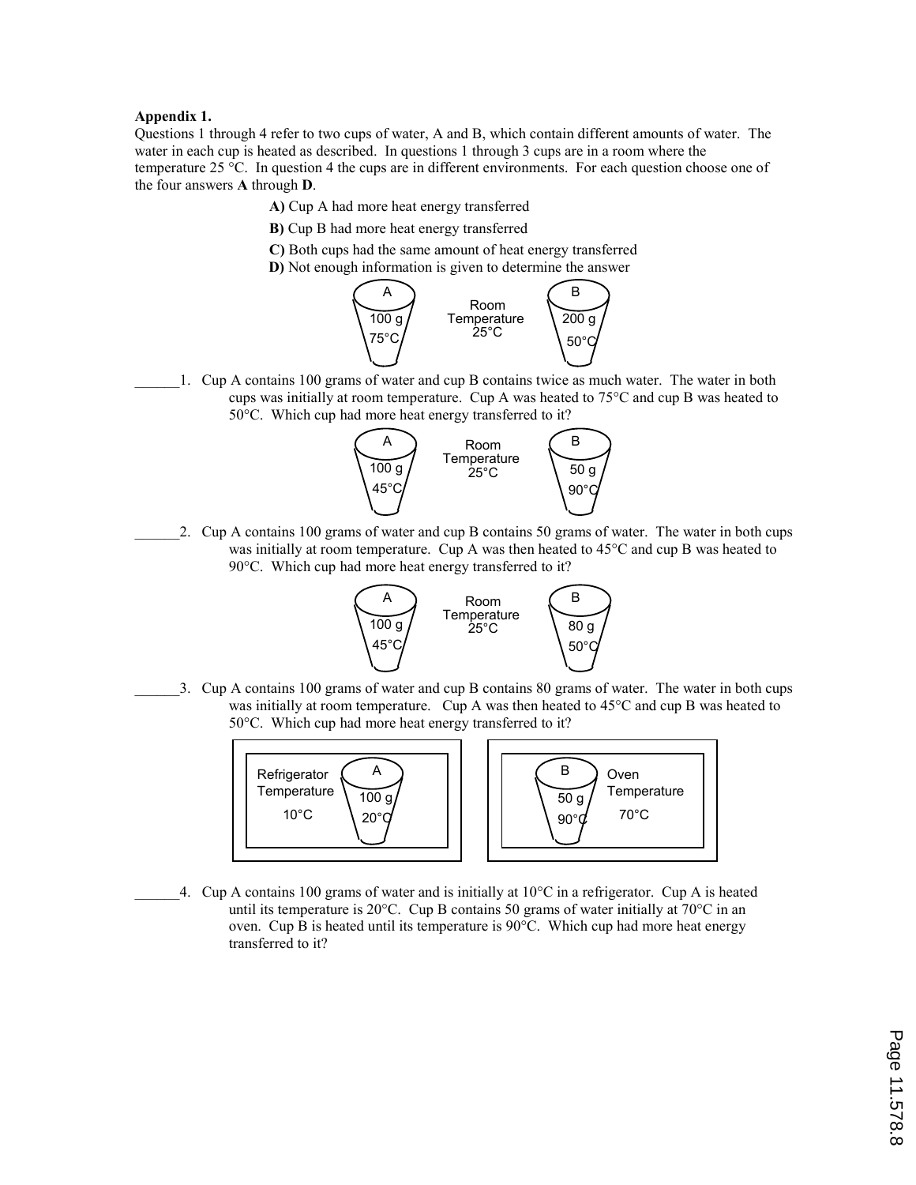**Appendix 1.**

Questions 1 through 4 refer to two cups of water, A and B, which contain different amounts of water. The water in each cup is heated as described. In questions 1 through 3 cups are in a room where the temperature 25 °C. In question 4 the cups are in different environments. For each question choose one of the four answers **A** through **D**.

**A)** Cup A had more heat energy transferred

**B)** Cup B had more heat energy transferred

**C)** Both cups had the same amount of heat energy transferred

**D)** Not enough information is given to determine the answer

A: 100 g, 75°C — Room Temperature 25°C — B: 200 g, 50°C

______1. Cup A contains 100 grams of water and cup B contains twice as much water. The water in both cups was initially at room temperature. Cup A was heated to 75°C and cup B was heated to 50°C. Which cup had more heat energy transferred to it?

A: 100 g, 45°C — Room Temperature 25°C — B: 50 g, 90°C

______2. Cup A contains 100 grams of water and cup B contains 50 grams of water. The water in both cups was initially at room temperature. Cup A was then heated to 45°C and cup B was heated to 90°C. Which cup had more heat energy transferred to it?

A: 100 g, 45°C — Room Temperature 25°C — B: 80 g, 50°C

______3. Cup A contains 100 grams of water and cup B contains 80 grams of water. The water in both cups was initially at room temperature. Cup A was then heated to 45°C and cup B was heated to 50°C. Which cup had more heat energy transferred to it?

Refrigerator Temperature 10°C — A: 100 g, 20°C | B: 50 g, 90°C — Oven Temperature 70°C

______4. Cup A contains 100 grams of water and is initially at 10°C in a refrigerator. Cup A is heated until its temperature is 20°C. Cup B contains 50 grams of water initially at 70°C in an oven. Cup B is heated until its temperature is 90°C. Which cup had more heat energy transferred to it?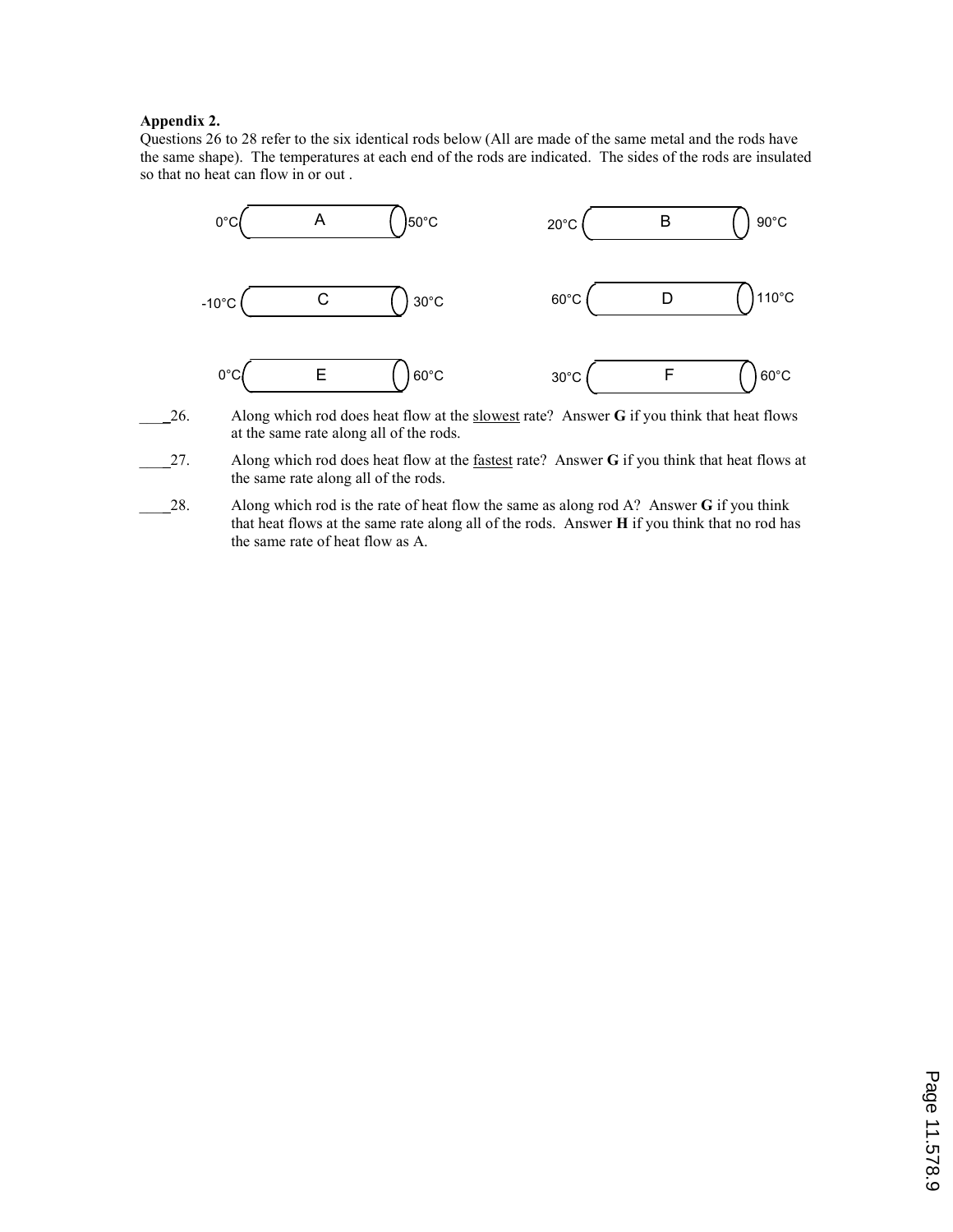**Appendix 2.**

Questions 26 to 28 refer to the six identical rods below (All are made of the same metal and the rods have the same shape). The temperatures at each end of the rods are indicated. The sides of the rods are insulated so that no heat can flow in or out .

A: 0°C — 50°C

B: 20°C — 90°C

C: -10°C — 30°C

D: 60°C — 110°C

E: 0°C — 60°C

F: 30°C — 60°C

____26. Along which rod does heat flow at the slowest rate? Answer **G** if you think that heat flows at the same rate along all of the rods.

____27. Along which rod does heat flow at the fastest rate? Answer **G** if you think that heat flows at the same rate along all of the rods.

____28. Along which rod is the rate of heat flow the same as along rod A? Answer **G** if you think that heat flows at the same rate along all of the rods. Answer **H** if you think that no rod has the same rate of heat flow as A.